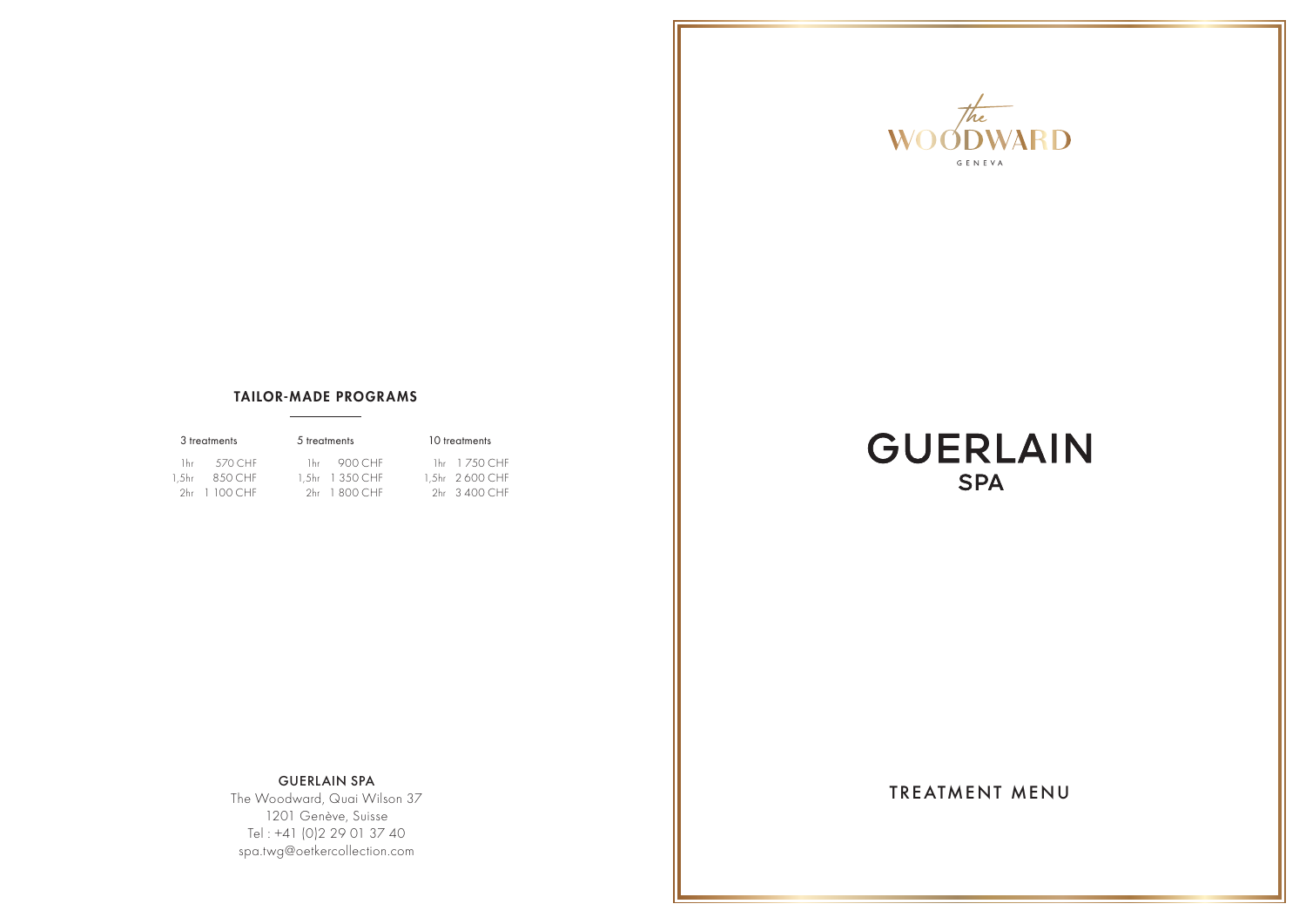## TAILOR-MADE PROGRAMS

| 3 treatments | | 5 treatments | | 10 treatments | |
|---|---|---|---|---|---|
| 1hr | 570 CHF | 1hr | 900 CHF | 1hr | 1 750 CHF |
| 1,5hr | 850 CHF | 1,5hr | 1 350 CHF | 1,5hr | 2 600 CHF |
| 2hr | 1 100 CHF | 2hr | 1 800 CHF | 2hr | 3 400 CHF |

**GUERLAIN SPA**

The Woodward, Quai Wilson 37
1201 Genève, Suisse
Tel : +41 (0)2 29 01 37 40
spa.twg@oetkercollection.com

the WOODWARD

GENEVA

# GUERLAIN SPA

## TREATMENT MENU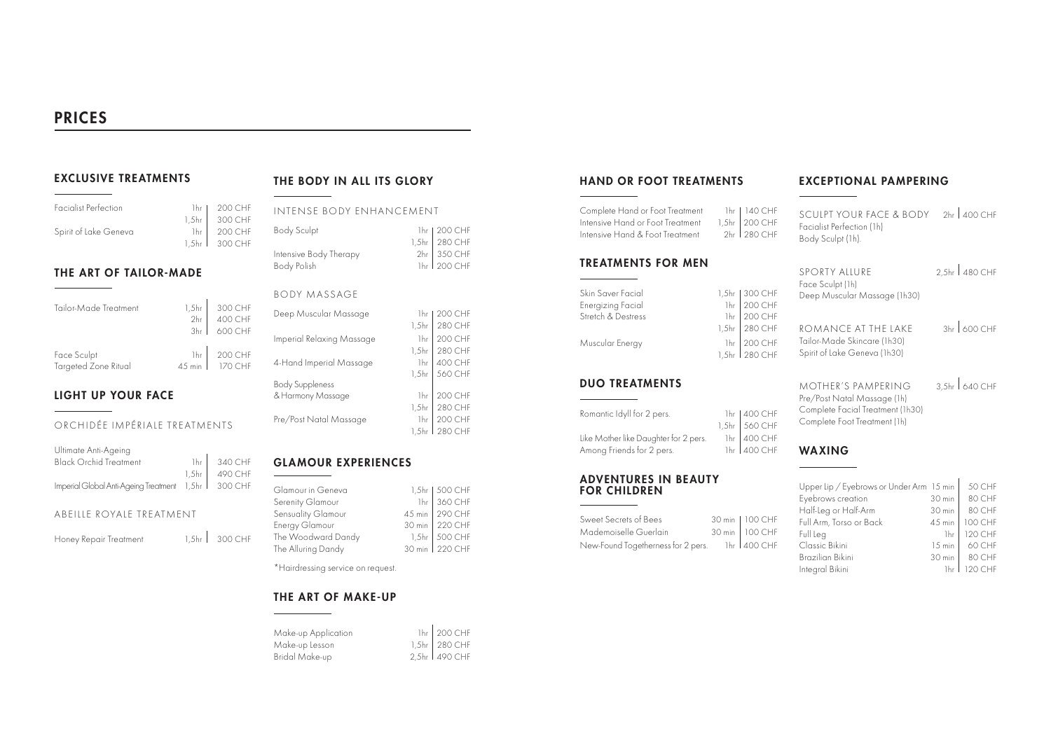# PRICES

## EXCLUSIVE TREATMENTS

| | | |
|---|---|---|
| Facialist Perfection | 1hr | 200 CHF |
| | 1,5hr | 300 CHF |
| Spirit of Lake Geneva | 1hr | 200 CHF |
| | 1,5hr | 300 CHF |

## THE ART OF TAILOR-MADE

| | | |
|---|---|---|
| Tailor-Made Treatment | 1,5hr | 300 CHF |
| | 2hr | 400 CHF |
| | 3hr | 600 CHF |
| Face Sculpt | 1hr | 200 CHF |
| Targeted Zone Ritual | 45 min | 170 CHF |

## LIGHT UP YOUR FACE

### ORCHIDÉE IMPÉRIALE TREATMENTS

| | | |
|---|---|---|
| Ultimate Anti-Ageing Black Orchid Treatment | 1hr | 340 CHF |
| | 1,5hr | 490 CHF |
| Imperial Global Anti-Ageing Treatment | 1,5hr | 300 CHF |

### ABEILLE ROYALE TREATMENT

| | | |
|---|---|---|
| Honey Repair Treatment | 1,5hr | 300 CHF |

## THE BODY IN ALL ITS GLORY

### INTENSE BODY ENHANCEMENT

| | | |
|---|---|---|
| Body Sculpt | 1hr | 200 CHF |
| | 1,5hr | 280 CHF |
| Intensive Body Therapy | 2hr | 350 CHF |
| Body Polish | 1hr | 200 CHF |

### BODY MASSAGE

| | | |
|---|---|---|
| Deep Muscular Massage | 1hr | 200 CHF |
| | 1,5hr | 280 CHF |
| Imperial Relaxing Massage | 1hr | 200 CHF |
| | 1,5hr | 280 CHF |
| 4-Hand Imperial Massage | 1hr | 400 CHF |
| | 1,5hr | 560 CHF |
| Body Suppleness & Harmony Massage | 1hr | 200 CHF |
| | 1,5hr | 280 CHF |
| Pre/Post Natal Massage | 1hr | 200 CHF |
| | 1,5hr | 280 CHF |

## GLAMOUR EXPERIENCES

| | | |
|---|---|---|
| Glamour in Geneva | 1,5hr | 500 CHF |
| Serenity Glamour | 1hr | 360 CHF |
| Sensuality Glamour | 45 min | 290 CHF |
| Energy Glamour | 30 min | 220 CHF |
| The Woodward Dandy | 1,5hr | 500 CHF |
| The Alluring Dandy | 30 min | 220 CHF |

*Hairdressing service on request.

## THE ART OF MAKE-UP

| | | |
|---|---|---|
| Make-up Application | 1hr | 200 CHF |
| Make-up Lesson | 1,5hr | 280 CHF |
| Bridal Make-up | 2,5hr | 490 CHF |

## HAND OR FOOT TREATMENTS

| | | |
|---|---|---|
| Complete Hand or Foot Treatment | 1hr | 140 CHF |
| Intensive Hand or Foot Treatment | 1,5hr | 200 CHF |
| Intensive Hand & Foot Treatment | 2hr | 280 CHF |

## TREATMENTS FOR MEN

| | | |
|---|---|---|
| Skin Saver Facial | 1,5hr | 300 CHF |
| Energizing Facial | 1hr | 200 CHF |
| Stretch & Destress | 1hr | 200 CHF |
| | 1,5hr | 280 CHF |
| Muscular Energy | 1hr | 200 CHF |
| | 1,5hr | 280 CHF |

## DUO TREATMENTS

| | | |
|---|---|---|
| Romantic Idyll for 2 pers. | 1hr | 400 CHF |
| | 1,5hr | 560 CHF |
| Like Mother like Daughter for 2 pers. | 1hr | 400 CHF |
| Among Friends for 2 pers. | 1hr | 400 CHF |

## ADVENTURES IN BEAUTY FOR CHILDREN

| | | |
|---|---|---|
| Sweet Secrets of Bees | 30 min | 100 CHF |
| Mademoiselle Guerlain | 30 min | 100 CHF |
| New-Found Togetherness for 2 pers. | 1hr | 400 CHF |

## EXCEPTIONAL PAMPERING

| | | |
|---|---|---|
| SCULPT YOUR FACE & BODY<br>Facialist Perfection (1h)<br>Body Sculpt (1h). | 2hr | 400 CHF |
| SPORTY ALLURE<br>Face Sculpt (1h)<br>Deep Muscular Massage (1h30) | 2,5hr | 480 CHF |
| ROMANCE AT THE LAKE<br>Tailor-Made Skincare (1h30)<br>Spirit of Lake Geneva (1h30) | 3hr | 600 CHF |
| MOTHER'S PAMPERING<br>Pre/Post Natal Massage (1h)<br>Complete Facial Treatment (1h30)<br>Complete Foot Treatment (1h) | 3,5hr | 640 CHF |

## WAXING

| | | |
|---|---|---|
| Upper Lip / Eyebrows or Under Arm | 15 min | 50 CHF |
| Eyebrows creation | 30 min | 80 CHF |
| Half-Leg or Half-Arm | 30 min | 80 CHF |
| Full Arm, Torso or Back | 45 min | 100 CHF |
| Full Leg | 1hr | 120 CHF |
| Classic Bikini | 15 min | 60 CHF |
| Brazilian Bikini | 30 min | 80 CHF |
| Integral Bikini | 1hr | 120 CHF |